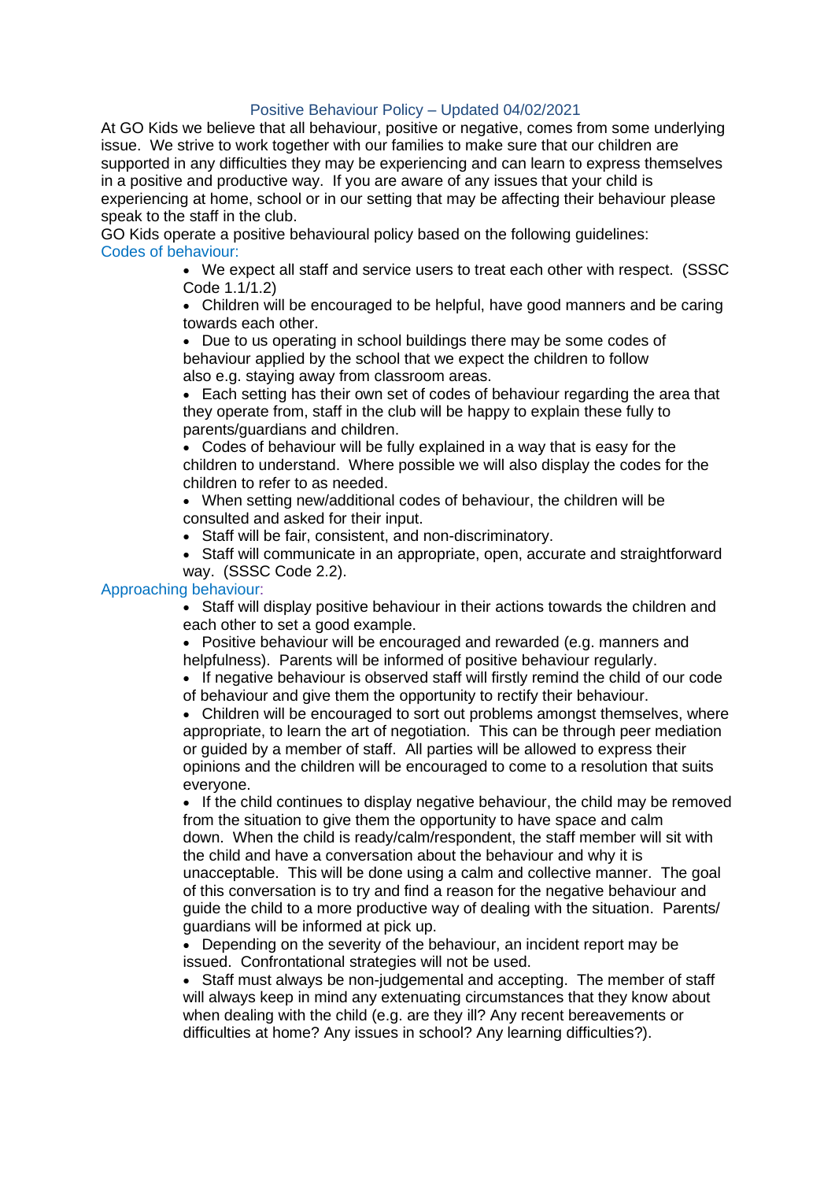# Positive Behaviour Policy – Updated 04/02/2021

At GO Kids we believe that all behaviour, positive or negative, comes from some underlying issue. We strive to work together with our families to make sure that our children are supported in any difficulties they may be experiencing and can learn to express themselves in a positive and productive way. If you are aware of any issues that your child is experiencing at home, school or in our setting that may be affecting their behaviour please speak to the staff in the club.

GO Kids operate a positive behavioural policy based on the following guidelines:

## Codes of behaviour:

- We expect all staff and service users to treat each other with respect. (SSSC Code 1.1/1.2)
- Children will be encouraged to be helpful, have good manners and be caring towards each other.
- Due to us operating in school buildings there may be some codes of behaviour applied by the school that we expect the children to follow also e.g. staying away from classroom areas.
- Each setting has their own set of codes of behaviour regarding the area that they operate from, staff in the club will be happy to explain these fully to parents/guardians and children.
- Codes of behaviour will be fully explained in a way that is easy for the children to understand. Where possible we will also display the codes for the children to refer to as needed.
- When setting new/additional codes of behaviour, the children will be consulted and asked for their input.
- Staff will be fair, consistent, and non-discriminatory.
- Staff will communicate in an appropriate, open, accurate and straightforward way. (SSSC Code 2.2).

## Approaching behaviour:

- Staff will display positive behaviour in their actions towards the children and each other to set a good example.
- Positive behaviour will be encouraged and rewarded (e.g. manners and helpfulness). Parents will be informed of positive behaviour regularly.
- If negative behaviour is observed staff will firstly remind the child of our code of behaviour and give them the opportunity to rectify their behaviour.
- Children will be encouraged to sort out problems amongst themselves, where appropriate, to learn the art of negotiation. This can be through peer mediation or guided by a member of staff. All parties will be allowed to express their opinions and the children will be encouraged to come to a resolution that suits everyone.
- If the child continues to display negative behaviour, the child may be removed from the situation to give them the opportunity to have space and calm down. When the child is ready/calm/respondent, the staff member will sit with the child and have a conversation about the behaviour and why it is unacceptable. This will be done using a calm and collective manner. The goal of this conversation is to try and find a reason for the negative behaviour and guide the child to a more productive way of dealing with the situation. Parents/ guardians will be informed at pick up.
- Depending on the severity of the behaviour, an incident report may be issued. Confrontational strategies will not be used.
- Staff must always be non-judgemental and accepting. The member of staff will always keep in mind any extenuating circumstances that they know about when dealing with the child (e.g. are they ill? Any recent bereavements or difficulties at home? Any issues in school? Any learning difficulties?).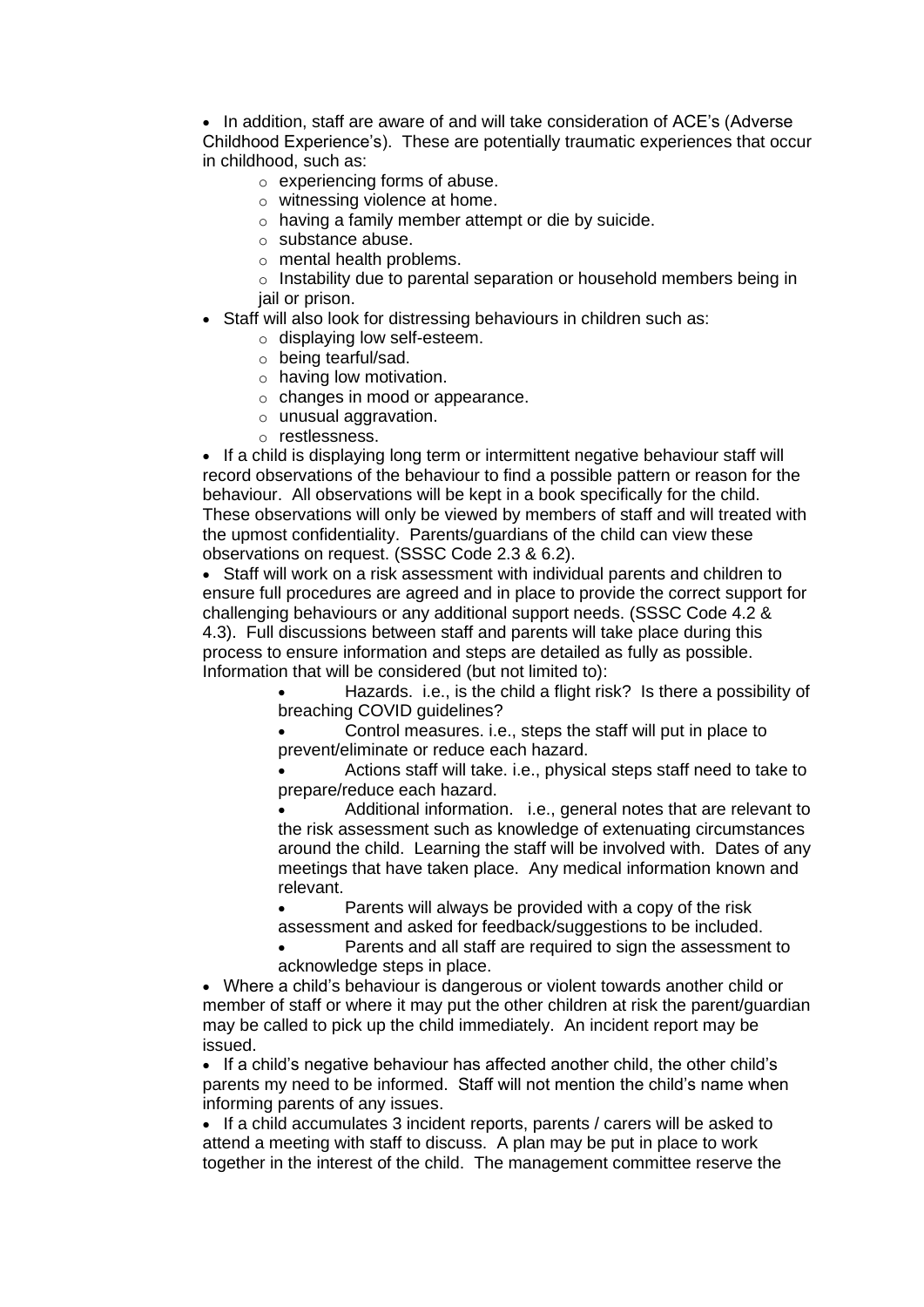- In addition, staff are aware of and will take consideration of ACE's (Adverse Childhood Experience's). These are potentially traumatic experiences that occur in childhood, such as:
  - experiencing forms of abuse.
  - witnessing violence at home.
  - having a family member attempt or die by suicide.
  - substance abuse.
  - mental health problems.
  - Instability due to parental separation or household members being in jail or prison.
- Staff will also look for distressing behaviours in children such as:
  - displaying low self-esteem.
  - being tearful/sad.
  - having low motivation.
  - changes in mood or appearance.
  - unusual aggravation.
  - restlessness.
- If a child is displaying long term or intermittent negative behaviour staff will record observations of the behaviour to find a possible pattern or reason for the behaviour. All observations will be kept in a book specifically for the child. These observations will only be viewed by members of staff and will treated with the upmost confidentiality. Parents/guardians of the child can view these observations on request. (SSSC Code 2.3 & 6.2).
- Staff will work on a risk assessment with individual parents and children to ensure full procedures are agreed and in place to provide the correct support for challenging behaviours or any additional support needs. (SSSC Code 4.2 & 4.3). Full discussions between staff and parents will take place during this process to ensure information and steps are detailed as fully as possible. Information that will be considered (but not limited to):
  - Hazards. i.e., is the child a flight risk? Is there a possibility of breaching COVID guidelines?
  - Control measures. i.e., steps the staff will put in place to prevent/eliminate or reduce each hazard.
  - Actions staff will take. i.e., physical steps staff need to take to prepare/reduce each hazard.
  - Additional information. i.e., general notes that are relevant to the risk assessment such as knowledge of extenuating circumstances around the child. Learning the staff will be involved with. Dates of any meetings that have taken place. Any medical information known and relevant.
  - Parents will always be provided with a copy of the risk assessment and asked for feedback/suggestions to be included.
  - Parents and all staff are required to sign the assessment to acknowledge steps in place.
- Where a child's behaviour is dangerous or violent towards another child or member of staff or where it may put the other children at risk the parent/guardian may be called to pick up the child immediately. An incident report may be issued.
- If a child's negative behaviour has affected another child, the other child's parents my need to be informed. Staff will not mention the child's name when informing parents of any issues.
- If a child accumulates 3 incident reports, parents / carers will be asked to attend a meeting with staff to discuss. A plan may be put in place to work together in the interest of the child. The management committee reserve the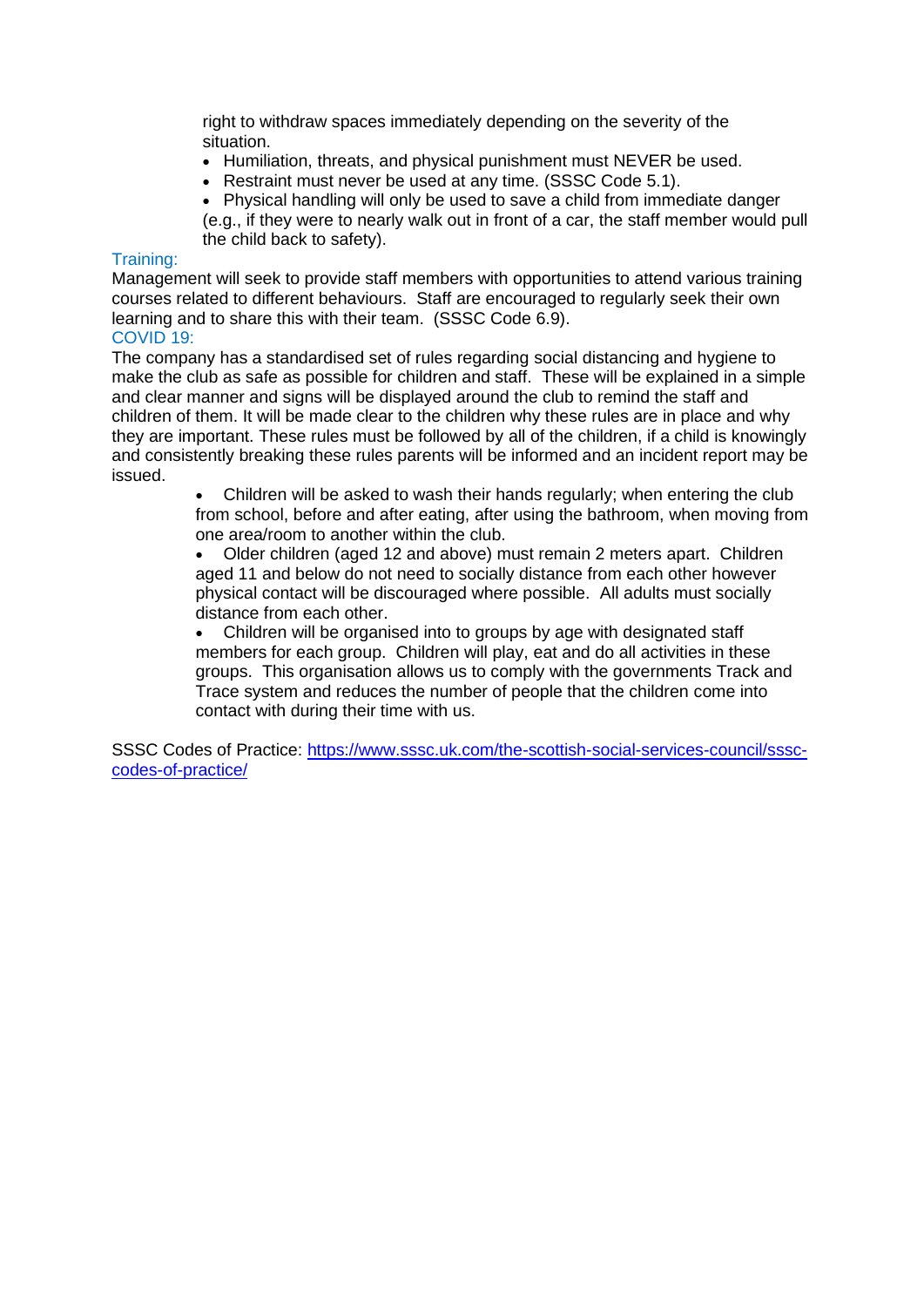right to withdraw spaces immediately depending on the severity of the situation.

- Humiliation, threats, and physical punishment must NEVER be used.
- Restraint must never be used at any time. (SSSC Code 5.1).
- Physical handling will only be used to save a child from immediate danger (e.g., if they were to nearly walk out in front of a car, the staff member would pull the child back to safety).

## Training:

Management will seek to provide staff members with opportunities to attend various training courses related to different behaviours. Staff are encouraged to regularly seek their own learning and to share this with their team. (SSSC Code 6.9).

## COVID 19:

The company has a standardised set of rules regarding social distancing and hygiene to make the club as safe as possible for children and staff. These will be explained in a simple and clear manner and signs will be displayed around the club to remind the staff and children of them. It will be made clear to the children why these rules are in place and why they are important. These rules must be followed by all of the children, if a child is knowingly and consistently breaking these rules parents will be informed and an incident report may be issued.

- Children will be asked to wash their hands regularly; when entering the club from school, before and after eating, after using the bathroom, when moving from one area/room to another within the club.
- Older children (aged 12 and above) must remain 2 meters apart. Children aged 11 and below do not need to socially distance from each other however physical contact will be discouraged where possible. All adults must socially distance from each other.
- Children will be organised into to groups by age with designated staff members for each group. Children will play, eat and do all activities in these groups. This organisation allows us to comply with the governments Track and Trace system and reduces the number of people that the children come into contact with during their time with us.

SSSC Codes of Practice: [https://www.sssc.uk.com/the-scottish-social-services-council/sssc-codes-of-practice/](https://www.sssc.uk.com/the-scottish-social-services-council/sssc-codes-of-practice/)